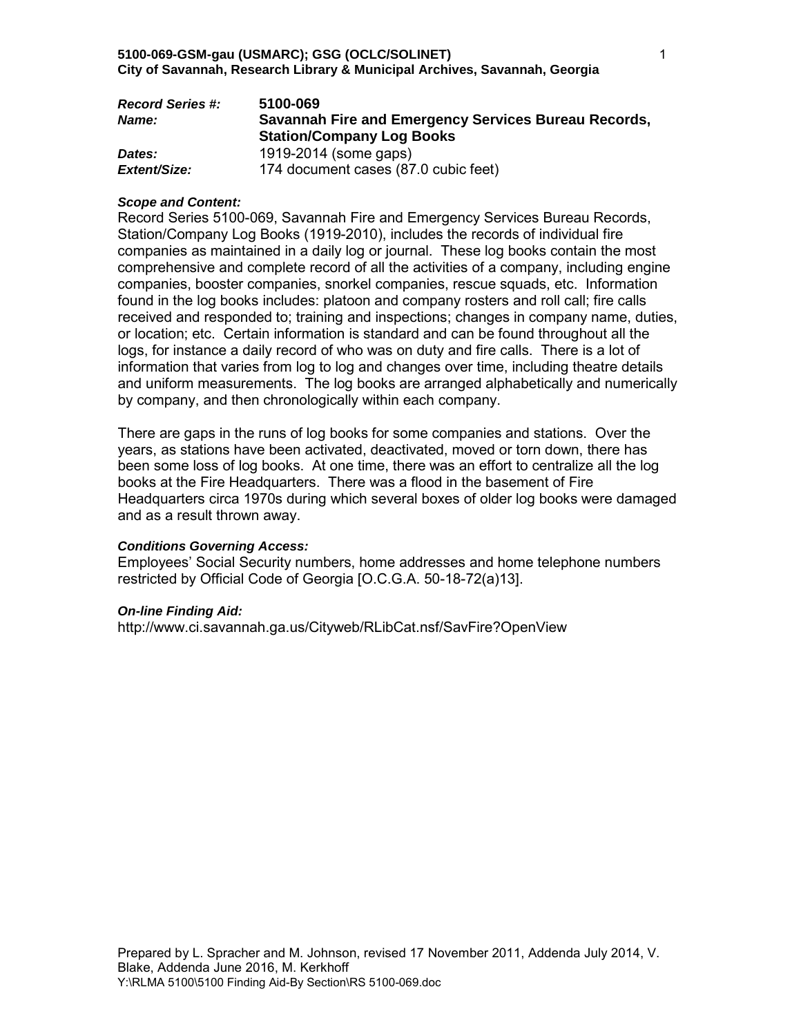**5100-069-GSM-gau (USMARC); GSG (OCLC/SOLINET)**
**City of Savannah, Research Library & Municipal Archives, Savannah, Georgia**

| | |
|---|---|
| ***Record Series #:*** | **5100-069** |
| ***Name:*** | **Savannah Fire and Emergency Services Bureau Records, Station/Company Log Books** |
| ***Dates:*** | 1919-2014 (some gaps) |
| ***Extent/Size:*** | 174 document cases (87.0 cubic feet) |

***Scope and Content:***

Record Series 5100-069, Savannah Fire and Emergency Services Bureau Records, Station/Company Log Books (1919-2010), includes the records of individual fire companies as maintained in a daily log or journal. These log books contain the most comprehensive and complete record of all the activities of a company, including engine companies, booster companies, snorkel companies, rescue squads, etc. Information found in the log books includes: platoon and company rosters and roll call; fire calls received and responded to; training and inspections; changes in company name, duties, or location; etc. Certain information is standard and can be found throughout all the logs, for instance a daily record of who was on duty and fire calls. There is a lot of information that varies from log to log and changes over time, including theatre details and uniform measurements. The log books are arranged alphabetically and numerically by company, and then chronologically within each company.

There are gaps in the runs of log books for some companies and stations. Over the years, as stations have been activated, deactivated, moved or torn down, there has been some loss of log books. At one time, there was an effort to centralize all the log books at the Fire Headquarters. There was a flood in the basement of Fire Headquarters circa 1970s during which several boxes of older log books were damaged and as a result thrown away.

***Conditions Governing Access:***

Employees' Social Security numbers, home addresses and home telephone numbers restricted by Official Code of Georgia [O.C.G.A. 50-18-72(a)13].

***On-line Finding Aid:***

http://www.ci.savannah.ga.us/Cityweb/RLibCat.nsf/SavFire?OpenView

Prepared by L. Spracher and M. Johnson, revised 17 November 2011, Addenda July 2014, V. Blake, Addenda June 2016, M. Kerkhoff
Y:\RLMA 5100\5100 Finding Aid-By Section\RS 5100-069.doc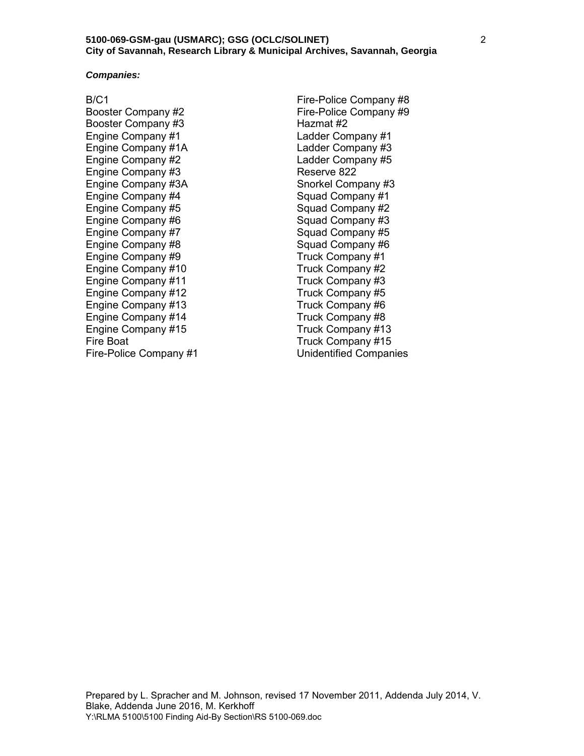***Companies:***

B/C1
Booster Company #2
Booster Company #3
Engine Company #1
Engine Company #1A
Engine Company #2
Engine Company #3
Engine Company #3A
Engine Company #4
Engine Company #5
Engine Company #6
Engine Company #7
Engine Company #8
Engine Company #9
Engine Company #10
Engine Company #11
Engine Company #12
Engine Company #13
Engine Company #14
Engine Company #15
Fire Boat
Fire-Police Company #1
Fire-Police Company #8
Fire-Police Company #9
Hazmat #2
Ladder Company #1
Ladder Company #3
Ladder Company #5
Reserve 822
Snorkel Company #3
Squad Company #1
Squad Company #2
Squad Company #3
Squad Company #5
Squad Company #6
Truck Company #1
Truck Company #2
Truck Company #3
Truck Company #5
Truck Company #6
Truck Company #8
Truck Company #13
Truck Company #15
Unidentified Companies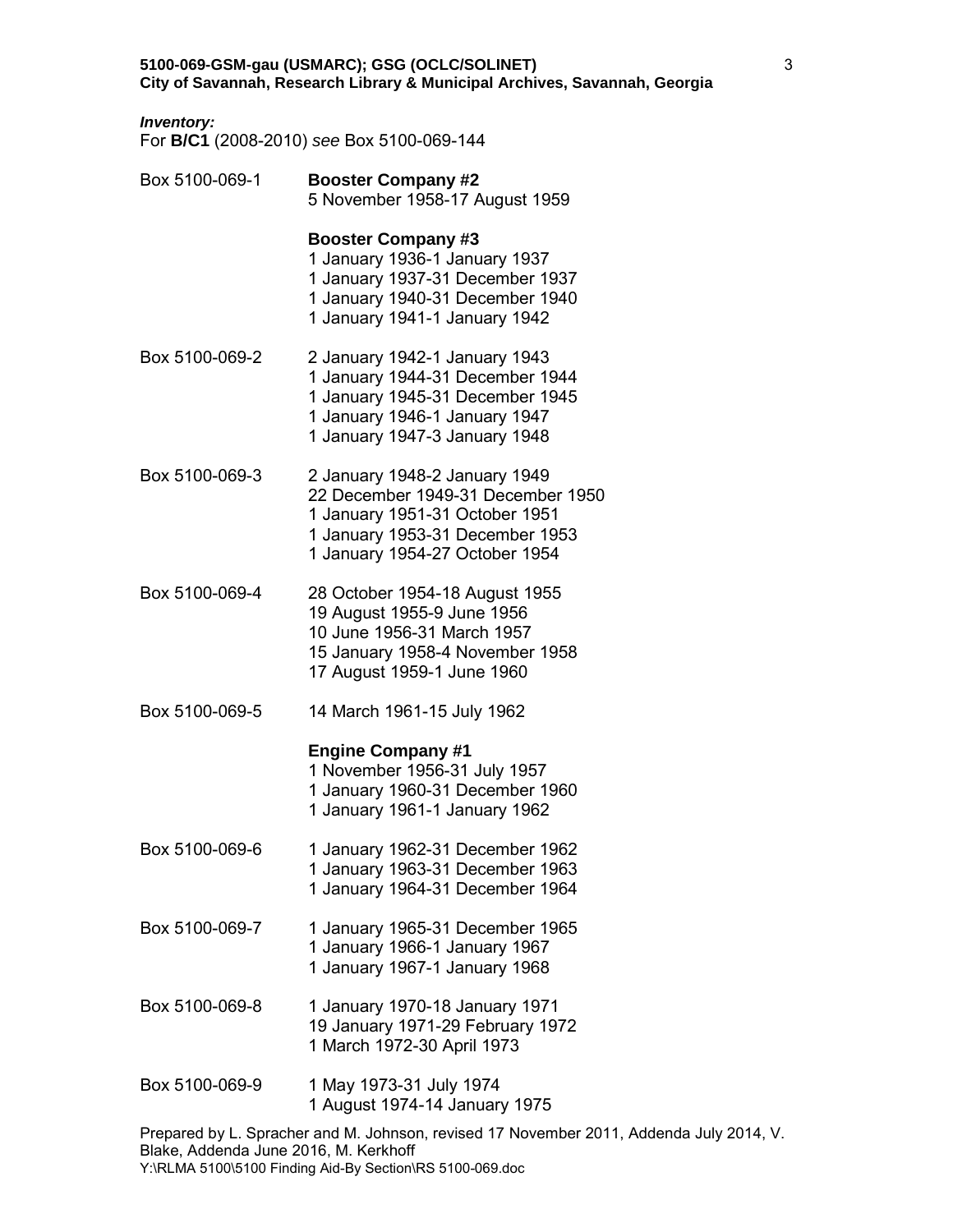***Inventory:***

For **B/C1** (2008-2010) *see* Box 5100-069-144

| | |
|---|---|
| Box 5100-069-1 | **Booster Company #2**<br>5 November 1958-17 August 1959 |
| | **Booster Company #3**<br>1 January 1936-1 January 1937<br>1 January 1937-31 December 1937<br>1 January 1940-31 December 1940<br>1 January 1941-1 January 1942 |
| Box 5100-069-2 | 2 January 1942-1 January 1943<br>1 January 1944-31 December 1944<br>1 January 1945-31 December 1945<br>1 January 1946-1 January 1947<br>1 January 1947-3 January 1948 |
| Box 5100-069-3 | 2 January 1948-2 January 1949<br>22 December 1949-31 December 1950<br>1 January 1951-31 October 1951<br>1 January 1953-31 December 1953<br>1 January 1954-27 October 1954 |
| Box 5100-069-4 | 28 October 1954-18 August 1955<br>19 August 1955-9 June 1956<br>10 June 1956-31 March 1957<br>15 January 1958-4 November 1958<br>17 August 1959-1 June 1960 |
| Box 5100-069-5 | 14 March 1961-15 July 1962 |
| | **Engine Company #1**<br>1 November 1956-31 July 1957<br>1 January 1960-31 December 1960<br>1 January 1961-1 January 1962 |
| Box 5100-069-6 | 1 January 1962-31 December 1962<br>1 January 1963-31 December 1963<br>1 January 1964-31 December 1964 |
| Box 5100-069-7 | 1 January 1965-31 December 1965<br>1 January 1966-1 January 1967<br>1 January 1967-1 January 1968 |
| Box 5100-069-8 | 1 January 1970-18 January 1971<br>19 January 1971-29 February 1972<br>1 March 1972-30 April 1973 |
| Box 5100-069-9 | 1 May 1973-31 July 1974<br>1 August 1974-14 January 1975 |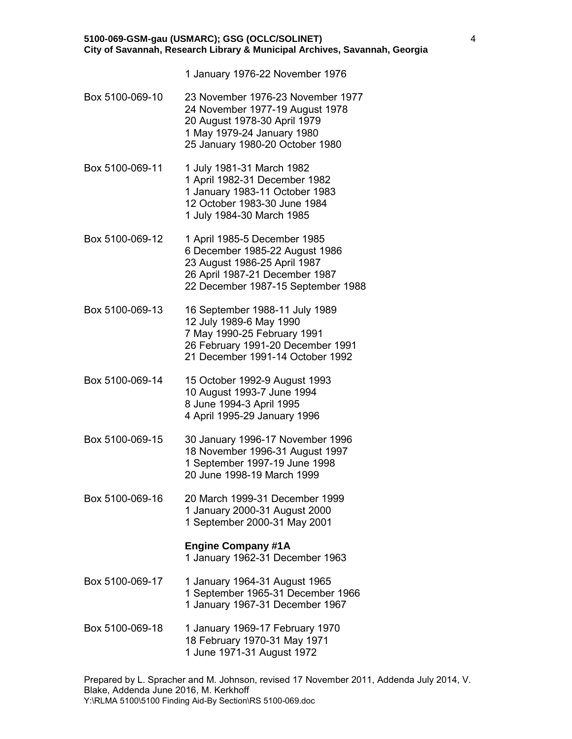1 January 1976-22 November 1976

Box 5100-069-10
23 November 1976-23 November 1977
24 November 1977-19 August 1978
20 August 1978-30 April 1979
1 May 1979-24 January 1980
25 January 1980-20 October 1980

Box 5100-069-11
1 July 1981-31 March 1982
1 April 1982-31 December 1982
1 January 1983-11 October 1983
12 October 1983-30 June 1984
1 July 1984-30 March 1985

Box 5100-069-12
1 April 1985-5 December 1985
6 December 1985-22 August 1986
23 August 1986-25 April 1987
26 April 1987-21 December 1987
22 December 1987-15 September 1988

Box 5100-069-13
16 September 1988-11 July 1989
12 July 1989-6 May 1990
7 May 1990-25 February 1991
26 February 1991-20 December 1991
21 December 1991-14 October 1992

Box 5100-069-14
15 October 1992-9 August 1993
10 August 1993-7 June 1994
8 June 1994-3 April 1995
4 April 1995-29 January 1996

Box 5100-069-15
30 January 1996-17 November 1996
18 November 1996-31 August 1997
1 September 1997-19 June 1998
20 June 1998-19 March 1999

Box 5100-069-16
20 March 1999-31 December 1999
1 January 2000-31 August 2000
1 September 2000-31 May 2001

**Engine Company #1A**
1 January 1962-31 December 1963

Box 5100-069-17
1 January 1964-31 August 1965
1 September 1965-31 December 1966
1 January 1967-31 December 1967

Box 5100-069-18
1 January 1969-17 February 1970
18 February 1970-31 May 1971
1 June 1971-31 August 1972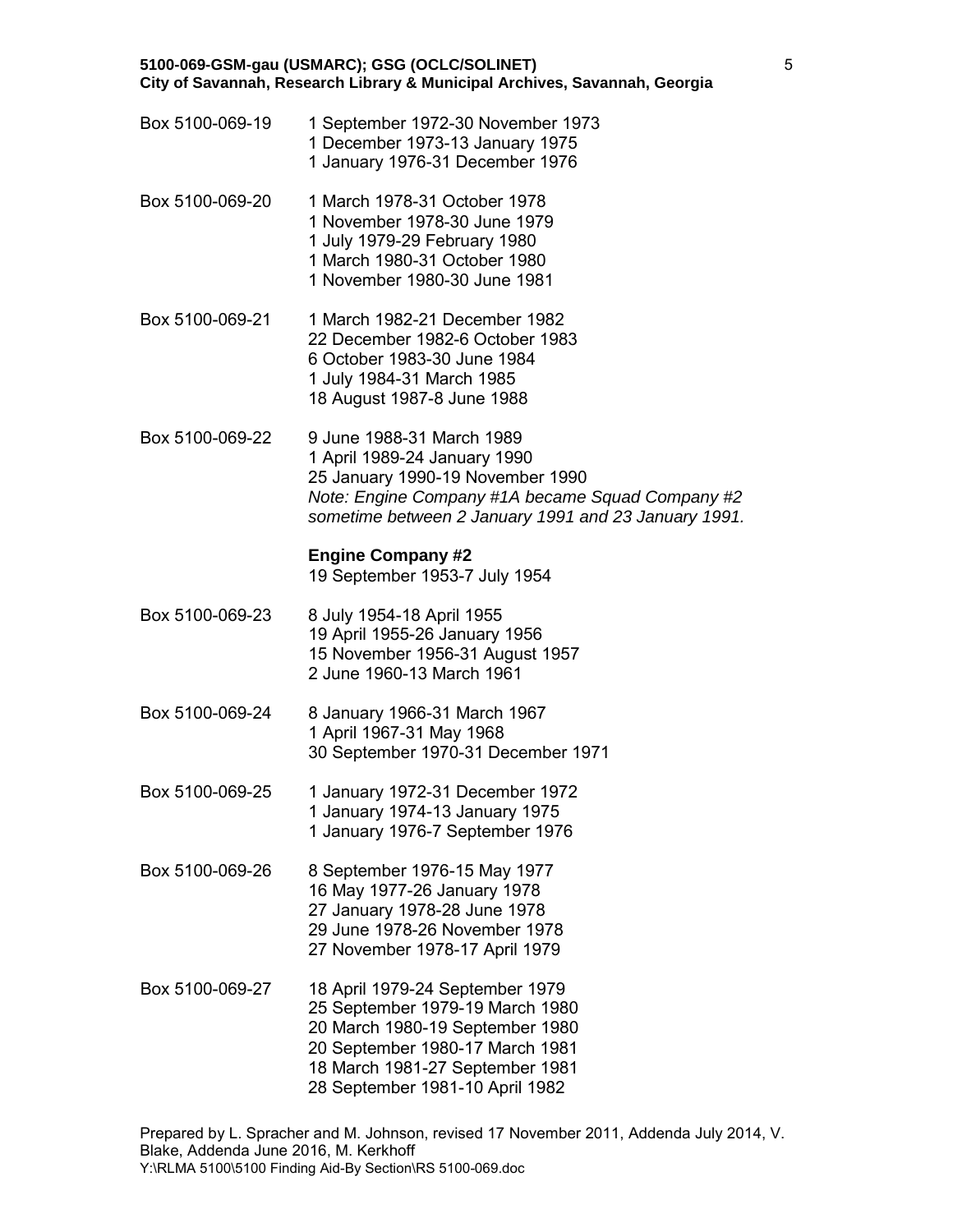Box 5100-069-19 1 September 1972-30 November 1973
1 December 1973-13 January 1975
1 January 1976-31 December 1976

Box 5100-069-20 1 March 1978-31 October 1978
1 November 1978-30 June 1979
1 July 1979-29 February 1980
1 March 1980-31 October 1980
1 November 1980-30 June 1981

Box 5100-069-21 1 March 1982-21 December 1982
22 December 1982-6 October 1983
6 October 1983-30 June 1984
1 July 1984-31 March 1985
18 August 1987-8 June 1988

Box 5100-069-22 9 June 1988-31 March 1989
1 April 1989-24 January 1990
25 January 1990-19 November 1990
*Note: Engine Company #1A became Squad Company #2 sometime between 2 January 1991 and 23 January 1991.*

**Engine Company #2**
19 September 1953-7 July 1954

Box 5100-069-23 8 July 1954-18 April 1955
19 April 1955-26 January 1956
15 November 1956-31 August 1957
2 June 1960-13 March 1961

Box 5100-069-24 8 January 1966-31 March 1967
1 April 1967-31 May 1968
30 September 1970-31 December 1971

Box 5100-069-25 1 January 1972-31 December 1972
1 January 1974-13 January 1975
1 January 1976-7 September 1976

Box 5100-069-26 8 September 1976-15 May 1977
16 May 1977-26 January 1978
27 January 1978-28 June 1978
29 June 1978-26 November 1978
27 November 1978-17 April 1979

Box 5100-069-27 18 April 1979-24 September 1979
25 September 1979-19 March 1980
20 March 1980-19 September 1980
20 September 1980-17 March 1981
18 March 1981-27 September 1981
28 September 1981-10 April 1982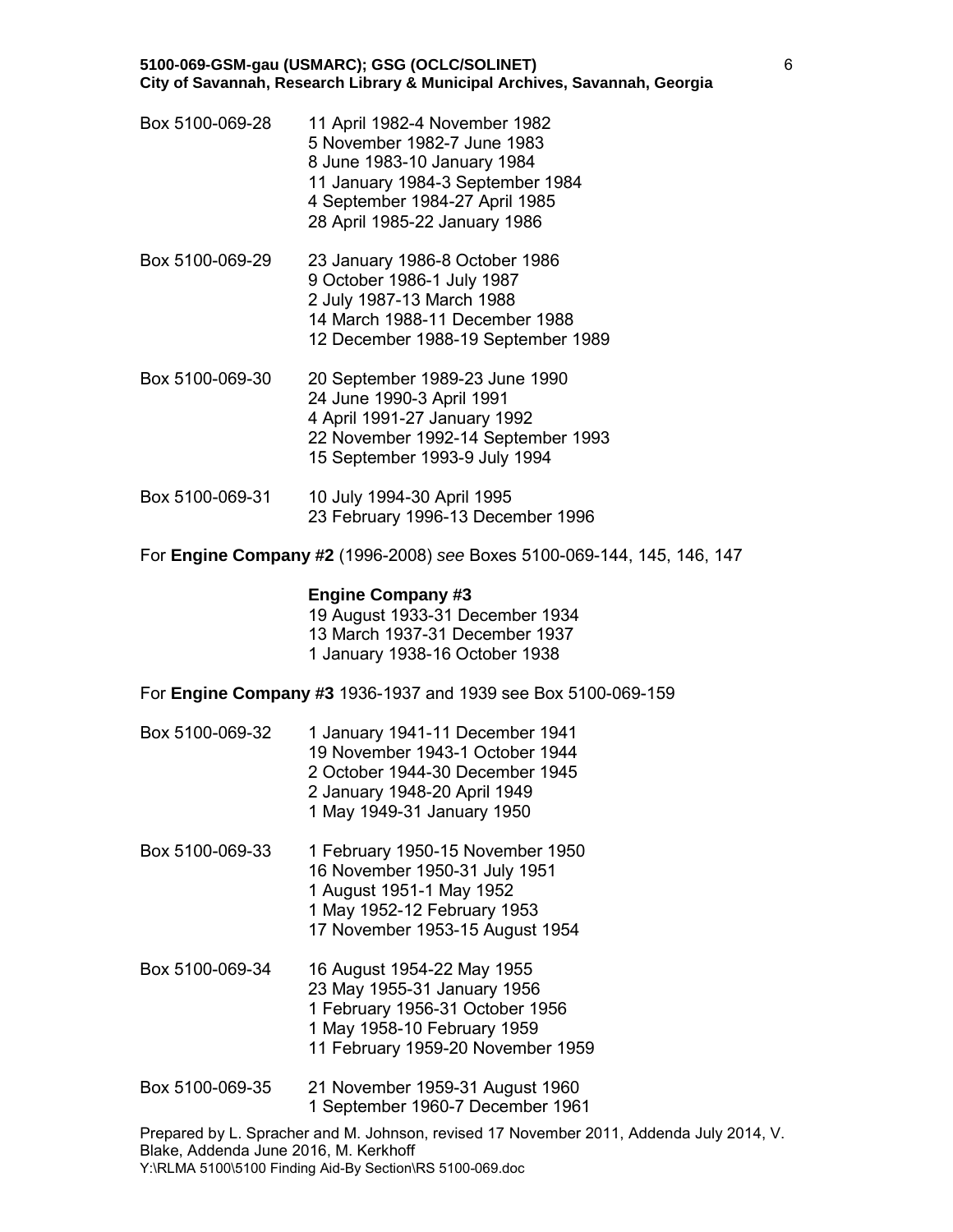Box 5100-069-28
- 11 April 1982-4 November 1982
- 5 November 1982-7 June 1983
- 8 June 1983-10 January 1984
- 11 January 1984-3 September 1984
- 4 September 1984-27 April 1985
- 28 April 1985-22 January 1986

Box 5100-069-29
- 23 January 1986-8 October 1986
- 9 October 1986-1 July 1987
- 2 July 1987-13 March 1988
- 14 March 1988-11 December 1988
- 12 December 1988-19 September 1989

Box 5100-069-30
- 20 September 1989-23 June 1990
- 24 June 1990-3 April 1991
- 4 April 1991-27 January 1992
- 22 November 1992-14 September 1993
- 15 September 1993-9 July 1994

Box 5100-069-31
- 10 July 1994-30 April 1995
- 23 February 1996-13 December 1996

For **Engine Company #2** (1996-2008) *see* Boxes 5100-069-144, 145, 146, 147

**Engine Company #3**
- 19 August 1933-31 December 1934
- 13 March 1937-31 December 1937
- 1 January 1938-16 October 1938

For **Engine Company #3** 1936-1937 and 1939 see Box 5100-069-159

Box 5100-069-32
- 1 January 1941-11 December 1941
- 19 November 1943-1 October 1944
- 2 October 1944-30 December 1945
- 2 January 1948-20 April 1949
- 1 May 1949-31 January 1950

Box 5100-069-33
- 1 February 1950-15 November 1950
- 16 November 1950-31 July 1951
- 1 August 1951-1 May 1952
- 1 May 1952-12 February 1953
- 17 November 1953-15 August 1954

Box 5100-069-34
- 16 August 1954-22 May 1955
- 23 May 1955-31 January 1956
- 1 February 1956-31 October 1956
- 1 May 1958-10 February 1959
- 11 February 1959-20 November 1959

Box 5100-069-35
- 21 November 1959-31 August 1960
- 1 September 1960-7 December 1961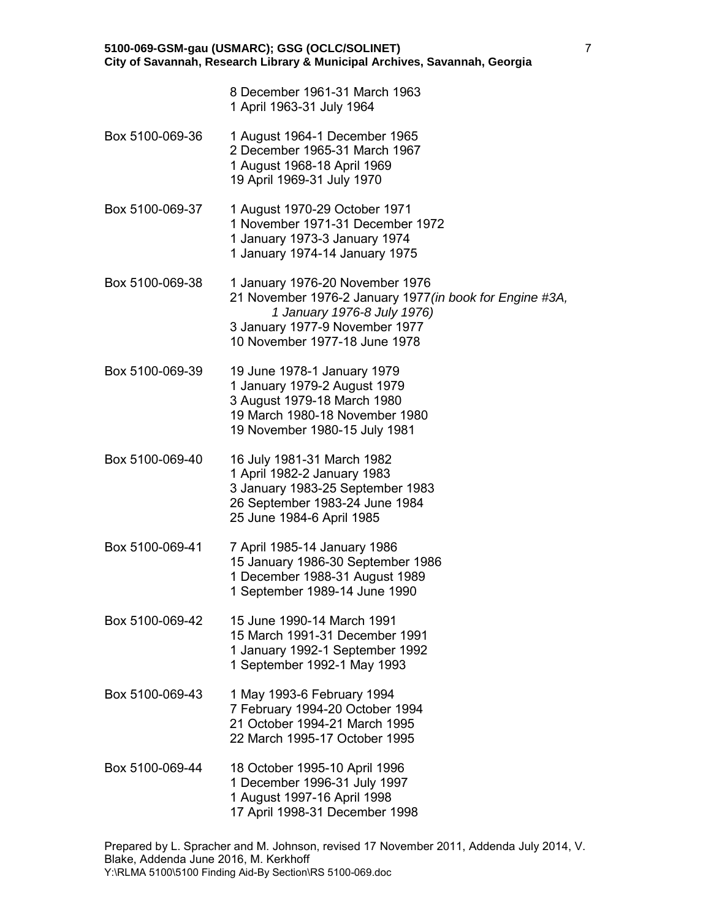8 December 1961-31 March 1963
1 April 1963-31 July 1964

Box 5100-069-36 1 August 1964-1 December 1965
2 December 1965-31 March 1967
1 August 1968-18 April 1969
19 April 1969-31 July 1970

Box 5100-069-37 1 August 1970-29 October 1971
1 November 1971-31 December 1972
1 January 1973-3 January 1974
1 January 1974-14 January 1975

Box 5100-069-38 1 January 1976-20 November 1976
21 November 1976-2 January 1977 *(in book for Engine #3A, 1 January 1976-8 July 1976)*
3 January 1977-9 November 1977
10 November 1977-18 June 1978

Box 5100-069-39 19 June 1978-1 January 1979
1 January 1979-2 August 1979
3 August 1979-18 March 1980
19 March 1980-18 November 1980
19 November 1980-15 July 1981

Box 5100-069-40 16 July 1981-31 March 1982
1 April 1982-2 January 1983
3 January 1983-25 September 1983
26 September 1983-24 June 1984
25 June 1984-6 April 1985

Box 5100-069-41 7 April 1985-14 January 1986
15 January 1986-30 September 1986
1 December 1988-31 August 1989
1 September 1989-14 June 1990

Box 5100-069-42 15 June 1990-14 March 1991
15 March 1991-31 December 1991
1 January 1992-1 September 1992
1 September 1992-1 May 1993

Box 5100-069-43 1 May 1993-6 February 1994
7 February 1994-20 October 1994
21 October 1994-21 March 1995
22 March 1995-17 October 1995

Box 5100-069-44 18 October 1995-10 April 1996
1 December 1996-31 July 1997
1 August 1997-16 April 1998
17 April 1998-31 December 1998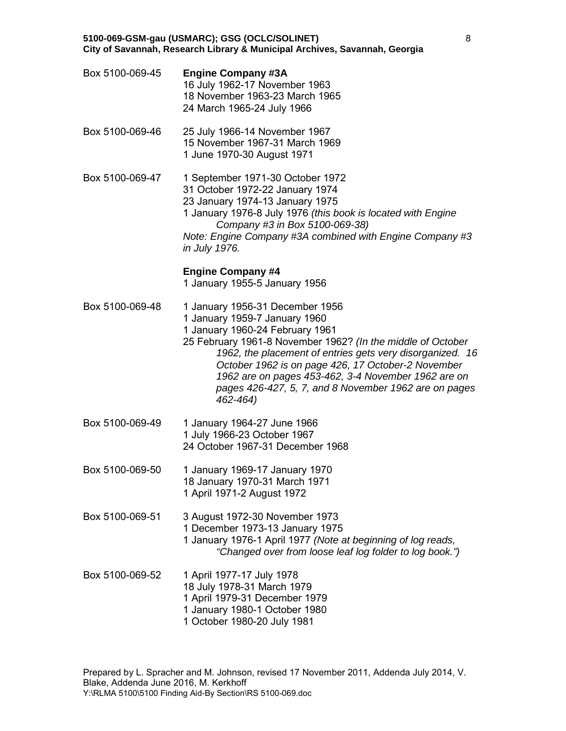Box 5100-069-45 **Engine Company #3A**
16 July 1962-17 November 1963
18 November 1963-23 March 1965
24 March 1965-24 July 1966

Box 5100-069-46 25 July 1966-14 November 1967
15 November 1967-31 March 1969
1 June 1970-30 August 1971

Box 5100-069-47 1 September 1971-30 October 1972
31 October 1972-22 January 1974
23 January 1974-13 January 1975
1 January 1976-8 July 1976 *(this book is located with Engine Company #3 in Box 5100-069-38)*
*Note: Engine Company #3A combined with Engine Company #3 in July 1976.*

**Engine Company #4**
1 January 1955-5 January 1956

Box 5100-069-48 1 January 1956-31 December 1956
1 January 1959-7 January 1960
1 January 1960-24 February 1961
25 February 1961-8 November 1962? *(In the middle of October 1962, the placement of entries gets very disorganized. 16 October 1962 is on page 426, 17 October-2 November 1962 are on pages 453-462, 3-4 November 1962 are on pages 426-427, 5, 7, and 8 November 1962 are on pages 462-464)*

Box 5100-069-49 1 January 1964-27 June 1966
1 July 1966-23 October 1967
24 October 1967-31 December 1968

Box 5100-069-50 1 January 1969-17 January 1970
18 January 1970-31 March 1971
1 April 1971-2 August 1972

Box 5100-069-51 3 August 1972-30 November 1973
1 December 1973-13 January 1975
1 January 1976-1 April 1977 *(Note at beginning of log reads, "Changed over from loose leaf log folder to log book.")*

Box 5100-069-52 1 April 1977-17 July 1978
18 July 1978-31 March 1979
1 April 1979-31 December 1979
1 January 1980-1 October 1980
1 October 1980-20 July 1981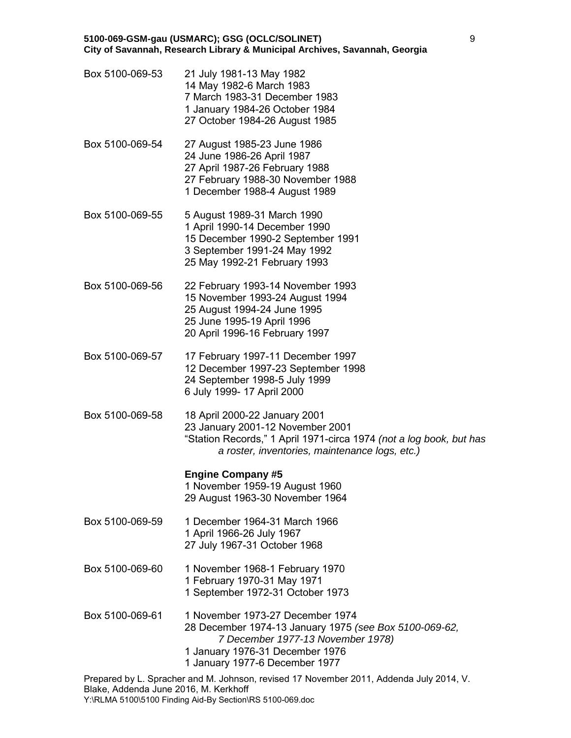Box 5100-069-53 21 July 1981-13 May 1982
14 May 1982-6 March 1983
7 March 1983-31 December 1983
1 January 1984-26 October 1984
27 October 1984-26 August 1985

Box 5100-069-54 27 August 1985-23 June 1986
24 June 1986-26 April 1987
27 April 1987-26 February 1988
27 February 1988-30 November 1988
1 December 1988-4 August 1989

Box 5100-069-55 5 August 1989-31 March 1990
1 April 1990-14 December 1990
15 December 1990-2 September 1991
3 September 1991-24 May 1992
25 May 1992-21 February 1993

Box 5100-069-56 22 February 1993-14 November 1993
15 November 1993-24 August 1994
25 August 1994-24 June 1995
25 June 1995-19 April 1996
20 April 1996-16 February 1997

Box 5100-069-57 17 February 1997-11 December 1997
12 December 1997-23 September 1998
24 September 1998-5 July 1999
6 July 1999- 17 April 2000

Box 5100-069-58 18 April 2000-22 January 2001
23 January 2001-12 November 2001
"Station Records," 1 April 1971-circa 1974 *(not a log book, but has a roster, inventories, maintenance logs, etc.)*

**Engine Company #5**
1 November 1959-19 August 1960
29 August 1963-30 November 1964

Box 5100-069-59 1 December 1964-31 March 1966
1 April 1966-26 July 1967
27 July 1967-31 October 1968

Box 5100-069-60 1 November 1968-1 February 1970
1 February 1970-31 May 1971
1 September 1972-31 October 1973

Box 5100-069-61 1 November 1973-27 December 1974
28 December 1974-13 January 1975 *(see Box 5100-069-62, 7 December 1977-13 November 1978)*
1 January 1976-31 December 1976
1 January 1977-6 December 1977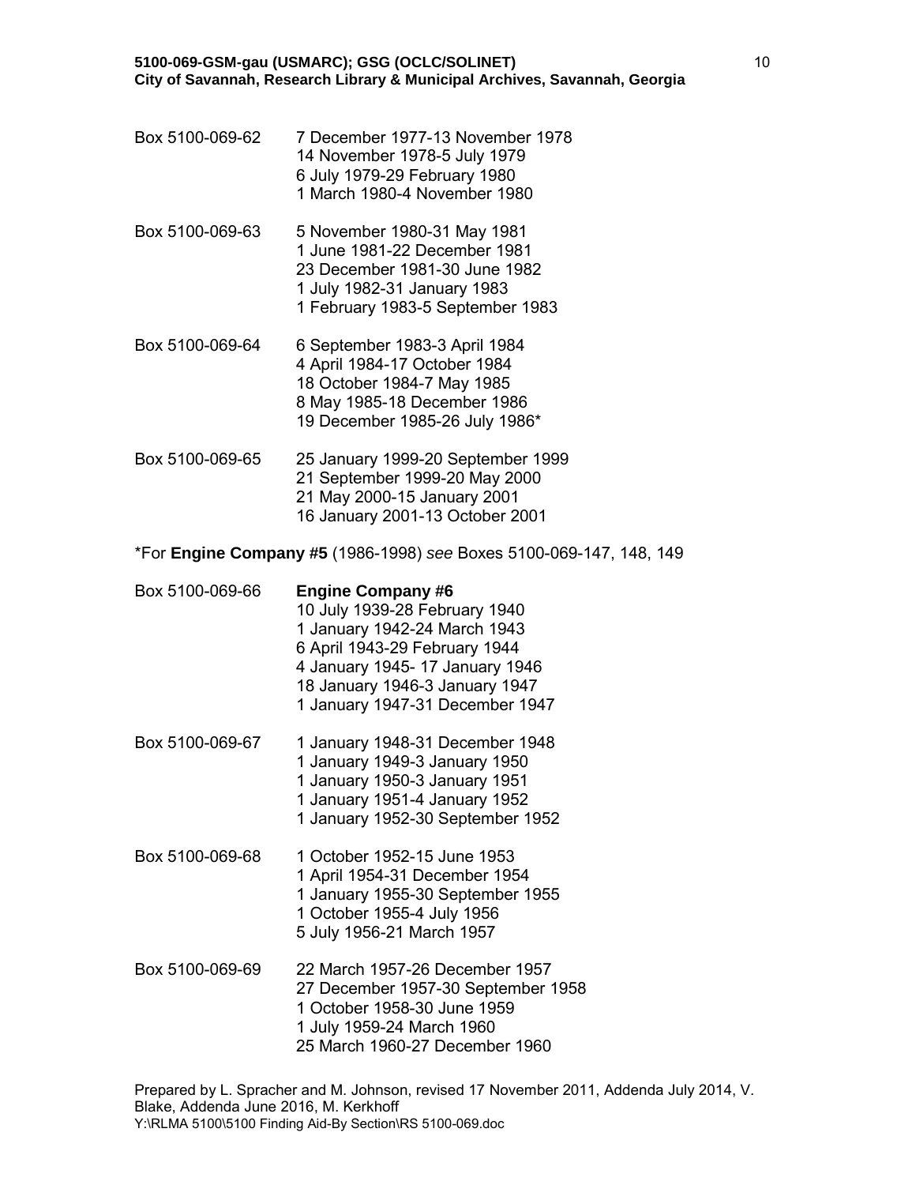Box 5100-069-62 | 7 December 1977-13 November 1978
14 November 1978-5 July 1979
6 July 1979-29 February 1980
1 March 1980-4 November 1980

Box 5100-069-63 | 5 November 1980-31 May 1981
1 June 1981-22 December 1981
23 December 1981-30 June 1982
1 July 1982-31 January 1983
1 February 1983-5 September 1983

Box 5100-069-64 | 6 September 1983-3 April 1984
4 April 1984-17 October 1984
18 October 1984-7 May 1985
8 May 1985-18 December 1986
19 December 1985-26 July 1986*

Box 5100-069-65 | 25 January 1999-20 September 1999
21 September 1999-20 May 2000
21 May 2000-15 January 2001
16 January 2001-13 October 2001

*For **Engine Company #5** (1986-1998) *see* Boxes 5100-069-147, 148, 149

Box 5100-069-66 | **Engine Company #6**
10 July 1939-28 February 1940
1 January 1942-24 March 1943
6 April 1943-29 February 1944
4 January 1945- 17 January 1946
18 January 1946-3 January 1947
1 January 1947-31 December 1947

Box 5100-069-67 | 1 January 1948-31 December 1948
1 January 1949-3 January 1950
1 January 1950-3 January 1951
1 January 1951-4 January 1952
1 January 1952-30 September 1952

Box 5100-069-68 | 1 October 1952-15 June 1953
1 April 1954-31 December 1954
1 January 1955-30 September 1955
1 October 1955-4 July 1956
5 July 1956-21 March 1957

Box 5100-069-69 | 22 March 1957-26 December 1957
27 December 1957-30 September 1958
1 October 1958-30 June 1959
1 July 1959-24 March 1960
25 March 1960-27 December 1960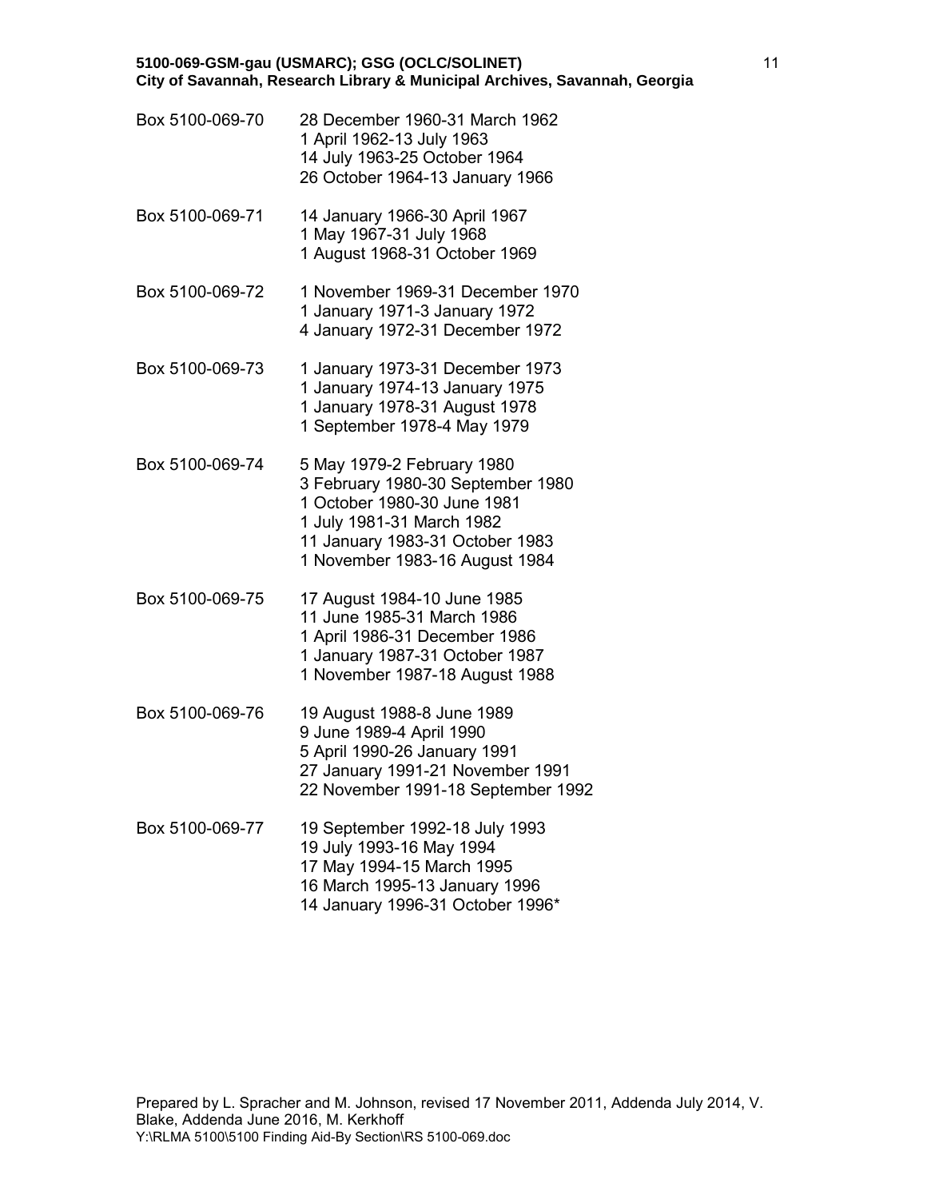| Box | Dates |
|---|---|
| Box 5100-069-70 | 28 December 1960-31 March 1962 |
| | 1 April 1962-13 July 1963 |
| | 14 July 1963-25 October 1964 |
| | 26 October 1964-13 January 1966 |
| Box 5100-069-71 | 14 January 1966-30 April 1967 |
| | 1 May 1967-31 July 1968 |
| | 1 August 1968-31 October 1969 |
| Box 5100-069-72 | 1 November 1969-31 December 1970 |
| | 1 January 1971-3 January 1972 |
| | 4 January 1972-31 December 1972 |
| Box 5100-069-73 | 1 January 1973-31 December 1973 |
| | 1 January 1974-13 January 1975 |
| | 1 January 1978-31 August 1978 |
| | 1 September 1978-4 May 1979 |
| Box 5100-069-74 | 5 May 1979-2 February 1980 |
| | 3 February 1980-30 September 1980 |
| | 1 October 1980-30 June 1981 |
| | 1 July 1981-31 March 1982 |
| | 11 January 1983-31 October 1983 |
| | 1 November 1983-16 August 1984 |
| Box 5100-069-75 | 17 August 1984-10 June 1985 |
| | 11 June 1985-31 March 1986 |
| | 1 April 1986-31 December 1986 |
| | 1 January 1987-31 October 1987 |
| | 1 November 1987-18 August 1988 |
| Box 5100-069-76 | 19 August 1988-8 June 1989 |
| | 9 June 1989-4 April 1990 |
| | 5 April 1990-26 January 1991 |
| | 27 January 1991-21 November 1991 |
| | 22 November 1991-18 September 1992 |
| Box 5100-069-77 | 19 September 1992-18 July 1993 |
| | 19 July 1993-16 May 1994 |
| | 17 May 1994-15 March 1995 |
| | 16 March 1995-13 January 1996 |
| | 14 January 1996-31 October 1996* |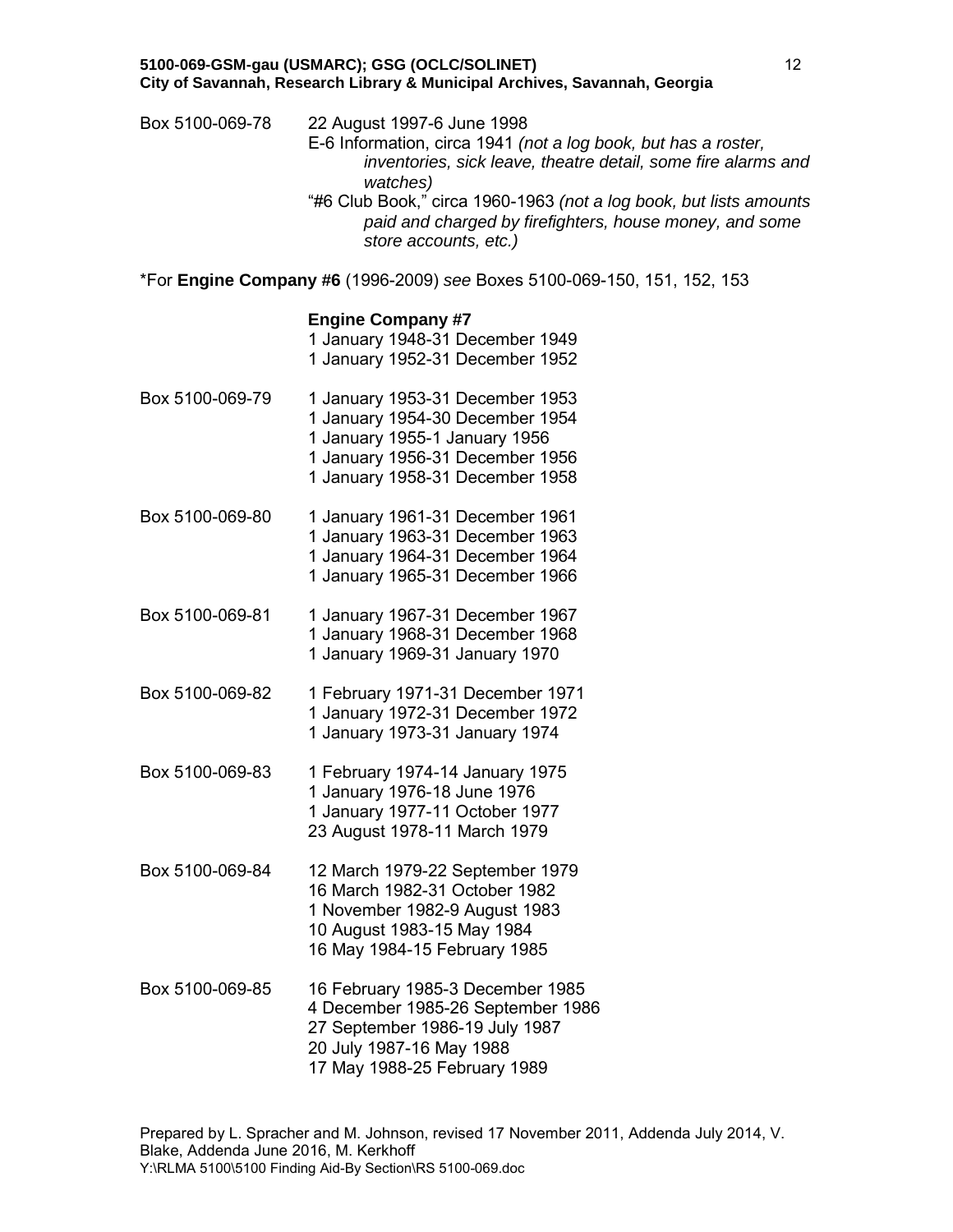Box 5100-069-78 22 August 1997-6 June 1998
E-6 Information, circa 1941 *(not a log book, but has a roster, inventories, sick leave, theatre detail, some fire alarms and watches)*
"#6 Club Book," circa 1960-1963 *(not a log book, but lists amounts paid and charged by firefighters, house money, and some store accounts, etc.)*

*For **Engine Company #6** (1996-2009) *see* Boxes 5100-069-150, 151, 152, 153

**Engine Company #7**
1 January 1948-31 December 1949
1 January 1952-31 December 1952

Box 5100-069-79
1 January 1953-31 December 1953
1 January 1954-30 December 1954
1 January 1955-1 January 1956
1 January 1956-31 December 1956
1 January 1958-31 December 1958

Box 5100-069-80
1 January 1961-31 December 1961
1 January 1963-31 December 1963
1 January 1964-31 December 1964
1 January 1965-31 December 1966

Box 5100-069-81
1 January 1967-31 December 1967
1 January 1968-31 December 1968
1 January 1969-31 January 1970

Box 5100-069-82
1 February 1971-31 December 1971
1 January 1972-31 December 1972
1 January 1973-31 January 1974

Box 5100-069-83
1 February 1974-14 January 1975
1 January 1976-18 June 1976
1 January 1977-11 October 1977
23 August 1978-11 March 1979

Box 5100-069-84
12 March 1979-22 September 1979
16 March 1982-31 October 1982
1 November 1982-9 August 1983
10 August 1983-15 May 1984
16 May 1984-15 February 1985

Box 5100-069-85
16 February 1985-3 December 1985
4 December 1985-26 September 1986
27 September 1986-19 July 1987
20 July 1987-16 May 1988
17 May 1988-25 February 1989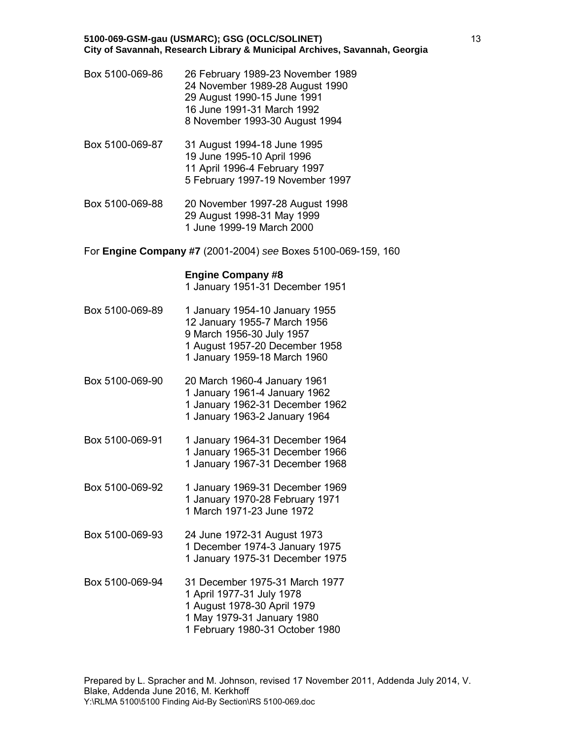Box 5100-069-86 26 February 1989-23 November 1989
24 November 1989-28 August 1990
29 August 1990-15 June 1991
16 June 1991-31 March 1992
8 November 1993-30 August 1994

Box 5100-069-87 31 August 1994-18 June 1995
19 June 1995-10 April 1996
11 April 1996-4 February 1997
5 February 1997-19 November 1997

Box 5100-069-88 20 November 1997-28 August 1998
29 August 1998-31 May 1999
1 June 1999-19 March 2000

For **Engine Company #7** (2001-2004) *see* Boxes 5100-069-159, 160

**Engine Company #8**
1 January 1951-31 December 1951

Box 5100-069-89 1 January 1954-10 January 1955
12 January 1955-7 March 1956
9 March 1956-30 July 1957
1 August 1957-20 December 1958
1 January 1959-18 March 1960

Box 5100-069-90 20 March 1960-4 January 1961
1 January 1961-4 January 1962
1 January 1962-31 December 1962
1 January 1963-2 January 1964

Box 5100-069-91 1 January 1964-31 December 1964
1 January 1965-31 December 1966
1 January 1967-31 December 1968

Box 5100-069-92 1 January 1969-31 December 1969
1 January 1970-28 February 1971
1 March 1971-23 June 1972

Box 5100-069-93 24 June 1972-31 August 1973
1 December 1974-3 January 1975
1 January 1975-31 December 1975

Box 5100-069-94 31 December 1975-31 March 1977
1 April 1977-31 July 1978
1 August 1978-30 April 1979
1 May 1979-31 January 1980
1 February 1980-31 October 1980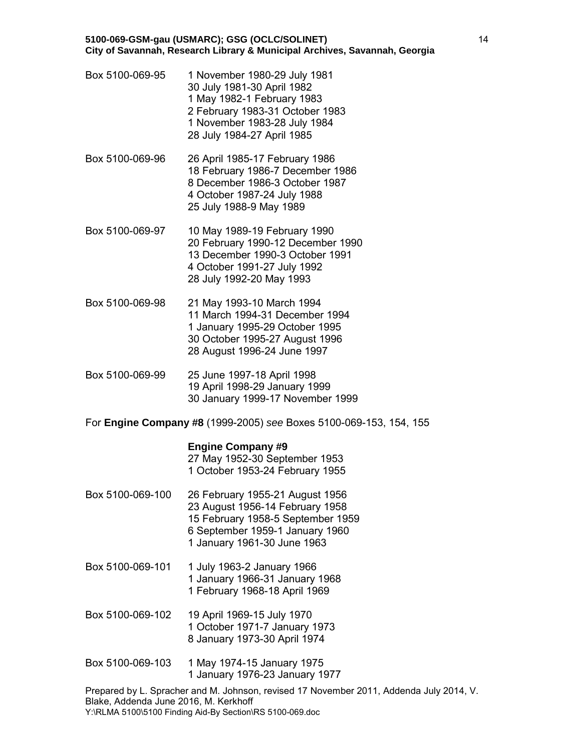Box 5100-069-95 1 November 1980-29 July 1981
30 July 1981-30 April 1982
1 May 1982-1 February 1983
2 February 1983-31 October 1983
1 November 1983-28 July 1984
28 July 1984-27 April 1985

Box 5100-069-96 26 April 1985-17 February 1986
18 February 1986-7 December 1986
8 December 1986-3 October 1987
4 October 1987-24 July 1988
25 July 1988-9 May 1989

Box 5100-069-97 10 May 1989-19 February 1990
20 February 1990-12 December 1990
13 December 1990-3 October 1991
4 October 1991-27 July 1992
28 July 1992-20 May 1993

Box 5100-069-98 21 May 1993-10 March 1994
11 March 1994-31 December 1994
1 January 1995-29 October 1995
30 October 1995-27 August 1996
28 August 1996-24 June 1997

Box 5100-069-99 25 June 1997-18 April 1998
19 April 1998-29 January 1999
30 January 1999-17 November 1999

For **Engine Company #8** (1999-2005) *see* Boxes 5100-069-153, 154, 155

**Engine Company #9**
27 May 1952-30 September 1953
1 October 1953-24 February 1955

Box 5100-069-100 26 February 1955-21 August 1956
23 August 1956-14 February 1958
15 February 1958-5 September 1959
6 September 1959-1 January 1960
1 January 1961-30 June 1963

Box 5100-069-101 1 July 1963-2 January 1966
1 January 1966-31 January 1968
1 February 1968-18 April 1969

Box 5100-069-102 19 April 1969-15 July 1970
1 October 1971-7 January 1973
8 January 1973-30 April 1974

Box 5100-069-103 1 May 1974-15 January 1975
1 January 1976-23 January 1977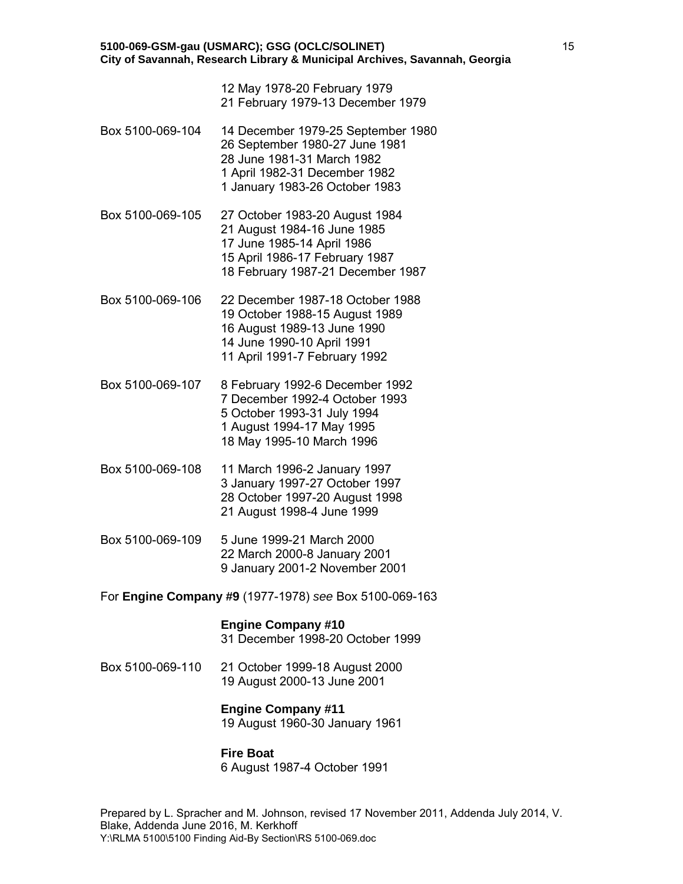12 May 1978-20 February 1979
21 February 1979-13 December 1979

Box 5100-069-104 14 December 1979-25 September 1980
26 September 1980-27 June 1981
28 June 1981-31 March 1982
1 April 1982-31 December 1982
1 January 1983-26 October 1983

Box 5100-069-105 27 October 1983-20 August 1984
21 August 1984-16 June 1985
17 June 1985-14 April 1986
15 April 1986-17 February 1987
18 February 1987-21 December 1987

Box 5100-069-106 22 December 1987-18 October 1988
19 October 1988-15 August 1989
16 August 1989-13 June 1990
14 June 1990-10 April 1991
11 April 1991-7 February 1992

Box 5100-069-107 8 February 1992-6 December 1992
7 December 1992-4 October 1993
5 October 1993-31 July 1994
1 August 1994-17 May 1995
18 May 1995-10 March 1996

Box 5100-069-108 11 March 1996-2 January 1997
3 January 1997-27 October 1997
28 October 1997-20 August 1998
21 August 1998-4 June 1999

Box 5100-069-109 5 June 1999-21 March 2000
22 March 2000-8 January 2001
9 January 2001-2 November 2001

For **Engine Company #9** (1977-1978) *see* Box 5100-069-163

**Engine Company #10**
31 December 1998-20 October 1999

Box 5100-069-110 21 October 1999-18 August 2000
19 August 2000-13 June 2001

**Engine Company #11**
19 August 1960-30 January 1961

**Fire Boat**
6 August 1987-4 October 1991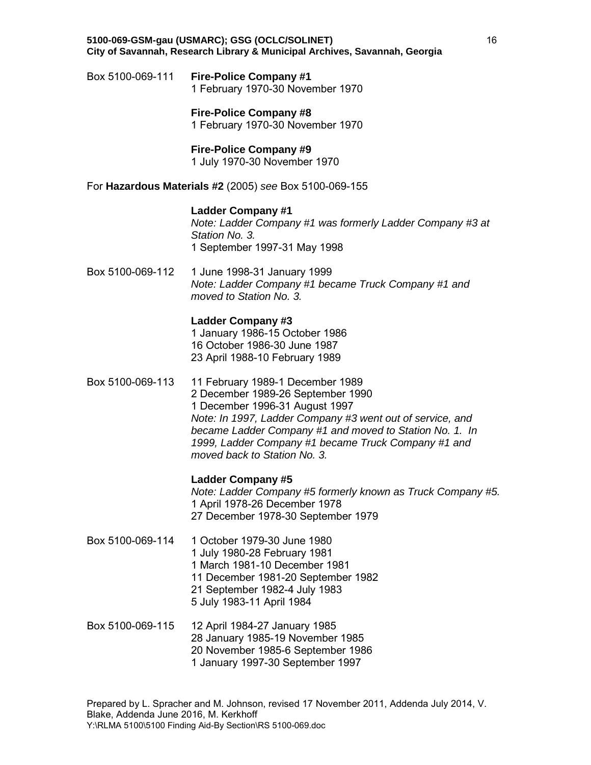Box 5100-069-111 **Fire-Police Company #1**
1 February 1970-30 November 1970

**Fire-Police Company #8**
1 February 1970-30 November 1970

**Fire-Police Company #9**
1 July 1970-30 November 1970

For **Hazardous Materials #2** (2005) *see* Box 5100-069-155

**Ladder Company #1**
*Note: Ladder Company #1 was formerly Ladder Company #3 at Station No. 3.*
1 September 1997-31 May 1998

Box 5100-069-112 1 June 1998-31 January 1999
*Note: Ladder Company #1 became Truck Company #1 and moved to Station No. 3.*

**Ladder Company #3**
1 January 1986-15 October 1986
16 October 1986-30 June 1987
23 April 1988-10 February 1989

Box 5100-069-113 11 February 1989-1 December 1989
2 December 1989-26 September 1990
1 December 1996-31 August 1997
*Note: In 1997, Ladder Company #3 went out of service, and became Ladder Company #1 and moved to Station No. 1. In 1999, Ladder Company #1 became Truck Company #1 and moved back to Station No. 3.*

**Ladder Company #5**
*Note: Ladder Company #5 formerly known as Truck Company #5.*
1 April 1978-26 December 1978
27 December 1978-30 September 1979

Box 5100-069-114 1 October 1979-30 June 1980
1 July 1980-28 February 1981
1 March 1981-10 December 1981
11 December 1981-20 September 1982
21 September 1982-4 July 1983
5 July 1983-11 April 1984

Box 5100-069-115 12 April 1984-27 January 1985
28 January 1985-19 November 1985
20 November 1985-6 September 1986
1 January 1997-30 September 1997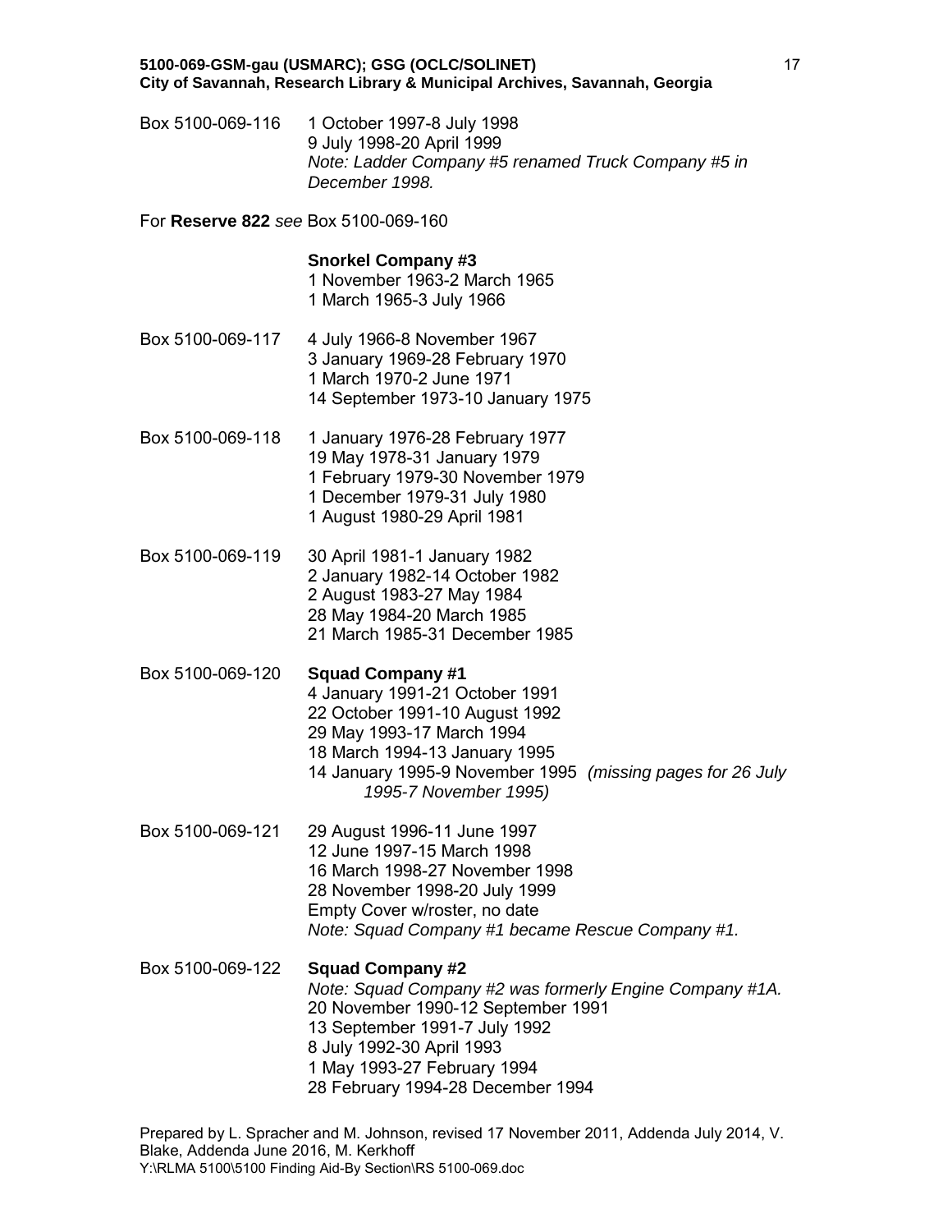Box 5100-069-116    1 October 1997-8 July 1998
9 July 1998-20 April 1999
*Note: Ladder Company #5 renamed Truck Company #5 in December 1998.*

For **Reserve 822** *see* Box 5100-069-160

**Snorkel Company #3**
1 November 1963-2 March 1965
1 March 1965-3 July 1966

Box 5100-069-117    4 July 1966-8 November 1967
3 January 1969-28 February 1970
1 March 1970-2 June 1971
14 September 1973-10 January 1975

Box 5100-069-118    1 January 1976-28 February 1977
19 May 1978-31 January 1979
1 February 1979-30 November 1979
1 December 1979-31 July 1980
1 August 1980-29 April 1981

Box 5100-069-119    30 April 1981-1 January 1982
2 January 1982-14 October 1982
2 August 1983-27 May 1984
28 May 1984-20 March 1985
21 March 1985-31 December 1985

Box 5100-069-120    **Squad Company #1**
4 January 1991-21 October 1991
22 October 1991-10 August 1992
29 May 1993-17 March 1994
18 March 1994-13 January 1995
14 January 1995-9 November 1995 *(missing pages for 26 July 1995-7 November 1995)*

Box 5100-069-121    29 August 1996-11 June 1997
12 June 1997-15 March 1998
16 March 1998-27 November 1998
28 November 1998-20 July 1999
Empty Cover w/roster, no date
*Note: Squad Company #1 became Rescue Company #1.*

Box 5100-069-122    **Squad Company #2**
*Note: Squad Company #2 was formerly Engine Company #1A.*
20 November 1990-12 September 1991
13 September 1991-7 July 1992
8 July 1992-30 April 1993
1 May 1993-27 February 1994
28 February 1994-28 December 1994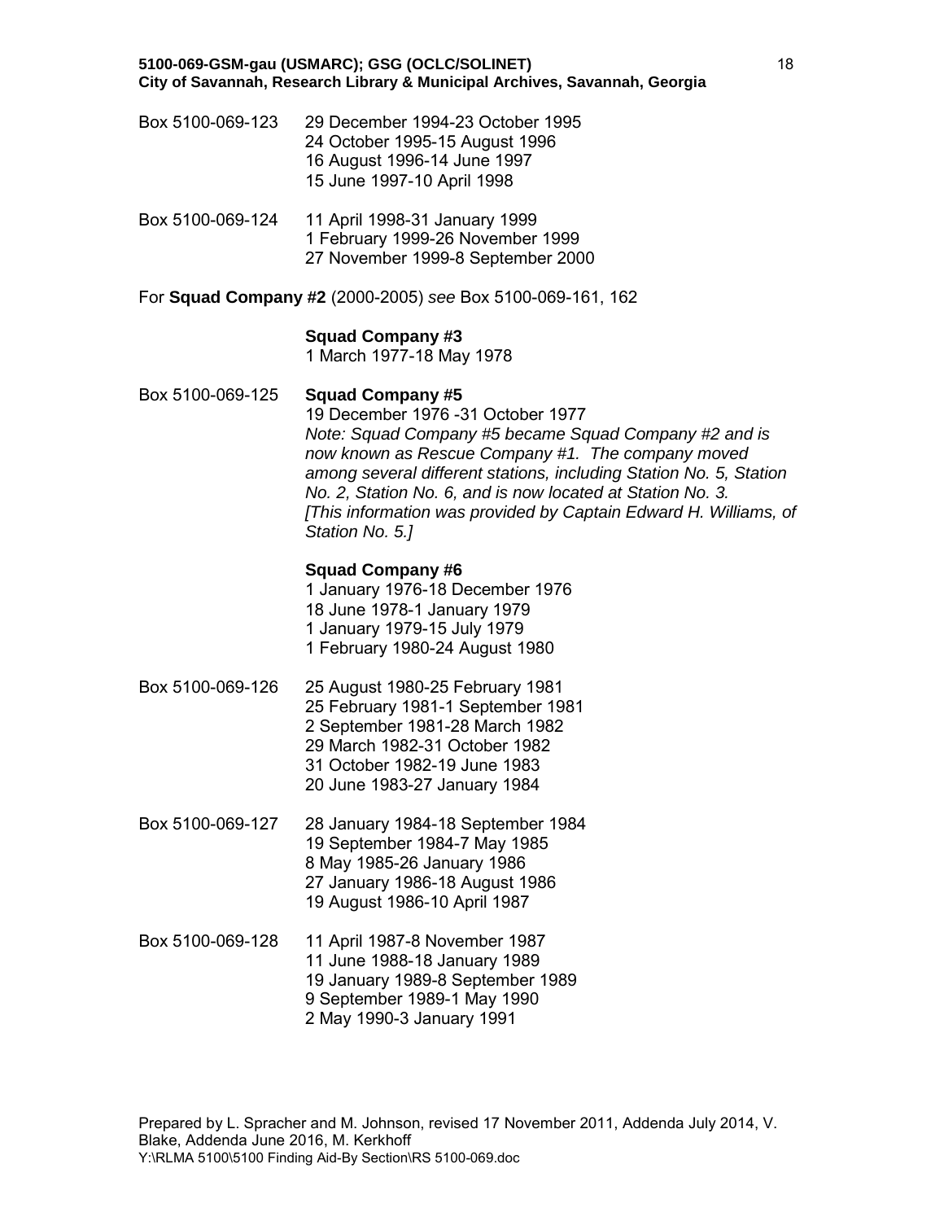Box 5100-069-123
29 December 1994-23 October 1995
24 October 1995-15 August 1996
16 August 1996-14 June 1997
15 June 1997-10 April 1998

Box 5100-069-124
11 April 1998-31 January 1999
1 February 1999-26 November 1999
27 November 1999-8 September 2000

For **Squad Company #2** (2000-2005) *see* Box 5100-069-161, 162

**Squad Company #3**
1 March 1977-18 May 1978

Box 5100-069-125
**Squad Company #5**
19 December 1976 -31 October 1977
*Note: Squad Company #5 became Squad Company #2 and is now known as Rescue Company #1. The company moved among several different stations, including Station No. 5, Station No. 2, Station No. 6, and is now located at Station No. 3. [This information was provided by Captain Edward H. Williams, of Station No. 5.]*

**Squad Company #6**
1 January 1976-18 December 1976
18 June 1978-1 January 1979
1 January 1979-15 July 1979
1 February 1980-24 August 1980

Box 5100-069-126
25 August 1980-25 February 1981
25 February 1981-1 September 1981
2 September 1981-28 March 1982
29 March 1982-31 October 1982
31 October 1982-19 June 1983
20 June 1983-27 January 1984

Box 5100-069-127
28 January 1984-18 September 1984
19 September 1984-7 May 1985
8 May 1985-26 January 1986
27 January 1986-18 August 1986
19 August 1986-10 April 1987

Box 5100-069-128
11 April 1987-8 November 1987
11 June 1988-18 January 1989
19 January 1989-8 September 1989
9 September 1989-1 May 1990
2 May 1990-3 January 1991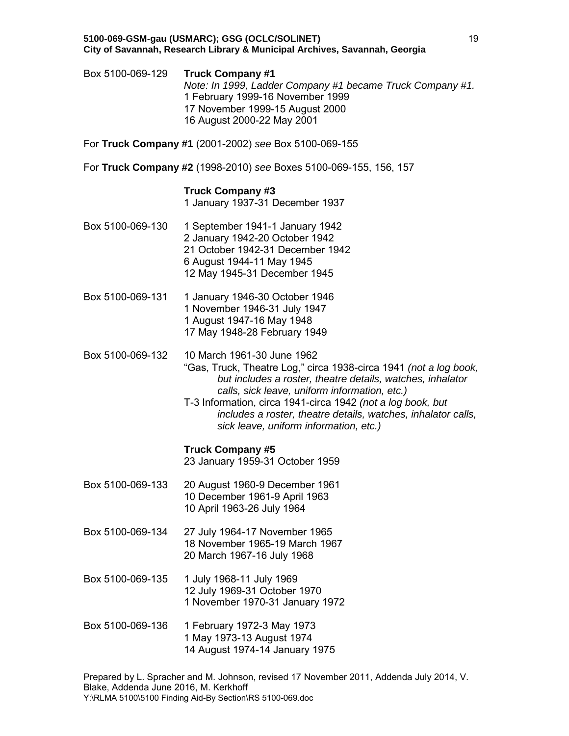Box 5100-069-129 **Truck Company #1**

*Note: In 1999, Ladder Company #1 became Truck Company #1.*

1 February 1999-16 November 1999
17 November 1999-15 August 2000
16 August 2000-22 May 2001

For **Truck Company #1** (2001-2002) *see* Box 5100-069-155

For **Truck Company #2** (1998-2010) *see* Boxes 5100-069-155, 156, 157

**Truck Company #3**

1 January 1937-31 December 1937

Box 5100-069-130
1 September 1941-1 January 1942
2 January 1942-20 October 1942
21 October 1942-31 December 1942
6 August 1944-11 May 1945
12 May 1945-31 December 1945

Box 5100-069-131
1 January 1946-30 October 1946
1 November 1946-31 July 1947
1 August 1947-16 May 1948
17 May 1948-28 February 1949

Box 5100-069-132
10 March 1961-30 June 1962
"Gas, Truck, Theatre Log," circa 1938-circa 1941 *(not a log book, but includes a roster, theatre details, watches, inhalator calls, sick leave, uniform information, etc.)*
T-3 Information, circa 1941-circa 1942 *(not a log book, but includes a roster, theatre details, watches, inhalator calls, sick leave, uniform information, etc.)*

**Truck Company #5**

23 January 1959-31 October 1959

Box 5100-069-133
20 August 1960-9 December 1961
10 December 1961-9 April 1963
10 April 1963-26 July 1964

Box 5100-069-134
27 July 1964-17 November 1965
18 November 1965-19 March 1967
20 March 1967-16 July 1968

Box 5100-069-135
1 July 1968-11 July 1969
12 July 1969-31 October 1970
1 November 1970-31 January 1972

Box 5100-069-136
1 February 1972-3 May 1973
1 May 1973-13 August 1974
14 August 1974-14 January 1975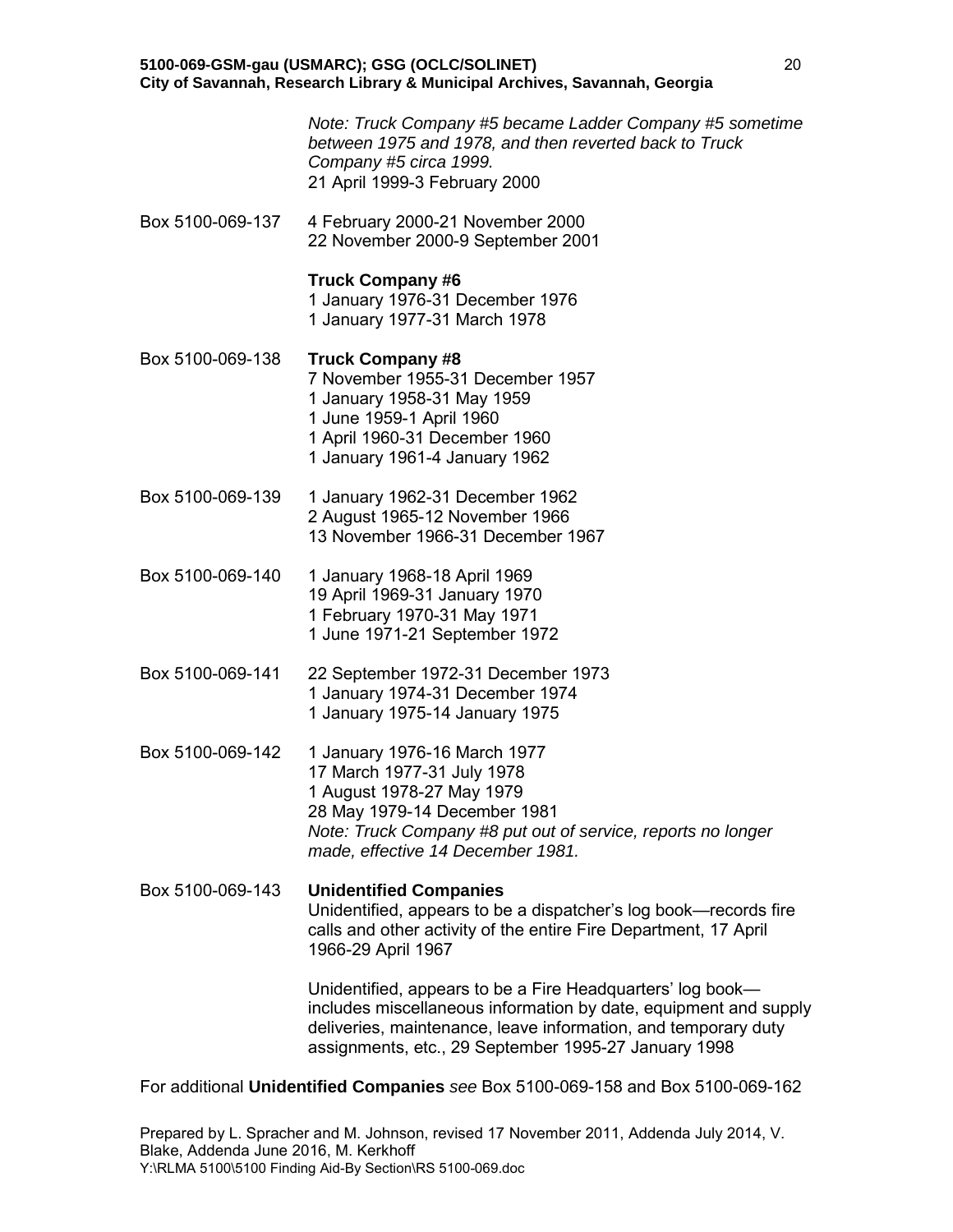*Note: Truck Company #5 became Ladder Company #5 sometime between 1975 and 1978, and then reverted back to Truck Company #5 circa 1999.*
21 April 1999-3 February 2000

Box 5100-069-137
4 February 2000-21 November 2000
22 November 2000-9 September 2001

**Truck Company #6**
1 January 1976-31 December 1976
1 January 1977-31 March 1978

Box 5100-069-138
**Truck Company #8**
7 November 1955-31 December 1957
1 January 1958-31 May 1959
1 June 1959-1 April 1960
1 April 1960-31 December 1960
1 January 1961-4 January 1962

Box 5100-069-139
1 January 1962-31 December 1962
2 August 1965-12 November 1966
13 November 1966-31 December 1967

Box 5100-069-140
1 January 1968-18 April 1969
19 April 1969-31 January 1970
1 February 1970-31 May 1971
1 June 1971-21 September 1972

Box 5100-069-141
22 September 1972-31 December 1973
1 January 1974-31 December 1974
1 January 1975-14 January 1975

Box 5100-069-142
1 January 1976-16 March 1977
17 March 1977-31 July 1978
1 August 1978-27 May 1979
28 May 1979-14 December 1981
*Note: Truck Company #8 put out of service, reports no longer made, effective 14 December 1981.*

Box 5100-069-143
**Unidentified Companies**
Unidentified, appears to be a dispatcher's log book—records fire calls and other activity of the entire Fire Department, 17 April 1966-29 April 1967

Unidentified, appears to be a Fire Headquarters' log book—includes miscellaneous information by date, equipment and supply deliveries, maintenance, leave information, and temporary duty assignments, etc., 29 September 1995-27 January 1998

For additional **Unidentified Companies** *see* Box 5100-069-158 and Box 5100-069-162

Prepared by L. Spracher and M. Johnson, revised 17 November 2011, Addenda July 2014, V. Blake, Addenda June 2016, M. Kerkhoff
Y:\RLMA 5100\5100 Finding Aid-By Section\RS 5100-069.doc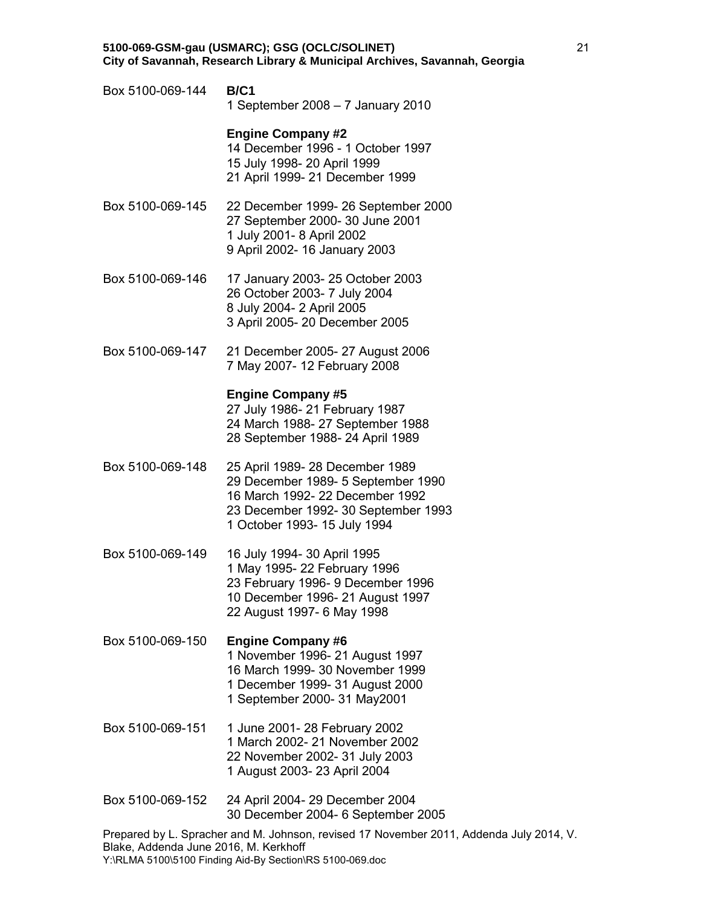Box 5100-069-144 **B/C1**
1 September 2008 – 7 January 2010

**Engine Company #2**
14 December 1996 - 1 October 1997
15 July 1998- 20 April 1999
21 April 1999- 21 December 1999

Box 5100-069-145
22 December 1999- 26 September 2000
27 September 2000- 30 June 2001
1 July 2001- 8 April 2002
9 April 2002- 16 January 2003

Box 5100-069-146
17 January 2003- 25 October 2003
26 October 2003- 7 July 2004
8 July 2004- 2 April 2005
3 April 2005- 20 December 2005

Box 5100-069-147
21 December 2005- 27 August 2006
7 May 2007- 12 February 2008

**Engine Company #5**
27 July 1986- 21 February 1987
24 March 1988- 27 September 1988
28 September 1988- 24 April 1989

Box 5100-069-148
25 April 1989- 28 December 1989
29 December 1989- 5 September 1990
16 March 1992- 22 December 1992
23 December 1992- 30 September 1993
1 October 1993- 15 July 1994

Box 5100-069-149
16 July 1994- 30 April 1995
1 May 1995- 22 February 1996
23 February 1996- 9 December 1996
10 December 1996- 21 August 1997
22 August 1997- 6 May 1998

Box 5100-069-150 **Engine Company #6**
1 November 1996- 21 August 1997
16 March 1999- 30 November 1999
1 December 1999- 31 August 2000
1 September 2000- 31 May2001

Box 5100-069-151
1 June 2001- 28 February 2002
1 March 2002- 21 November 2002
22 November 2002- 31 July 2003
1 August 2003- 23 April 2004

Box 5100-069-152
24 April 2004- 29 December 2004
30 December 2004- 6 September 2005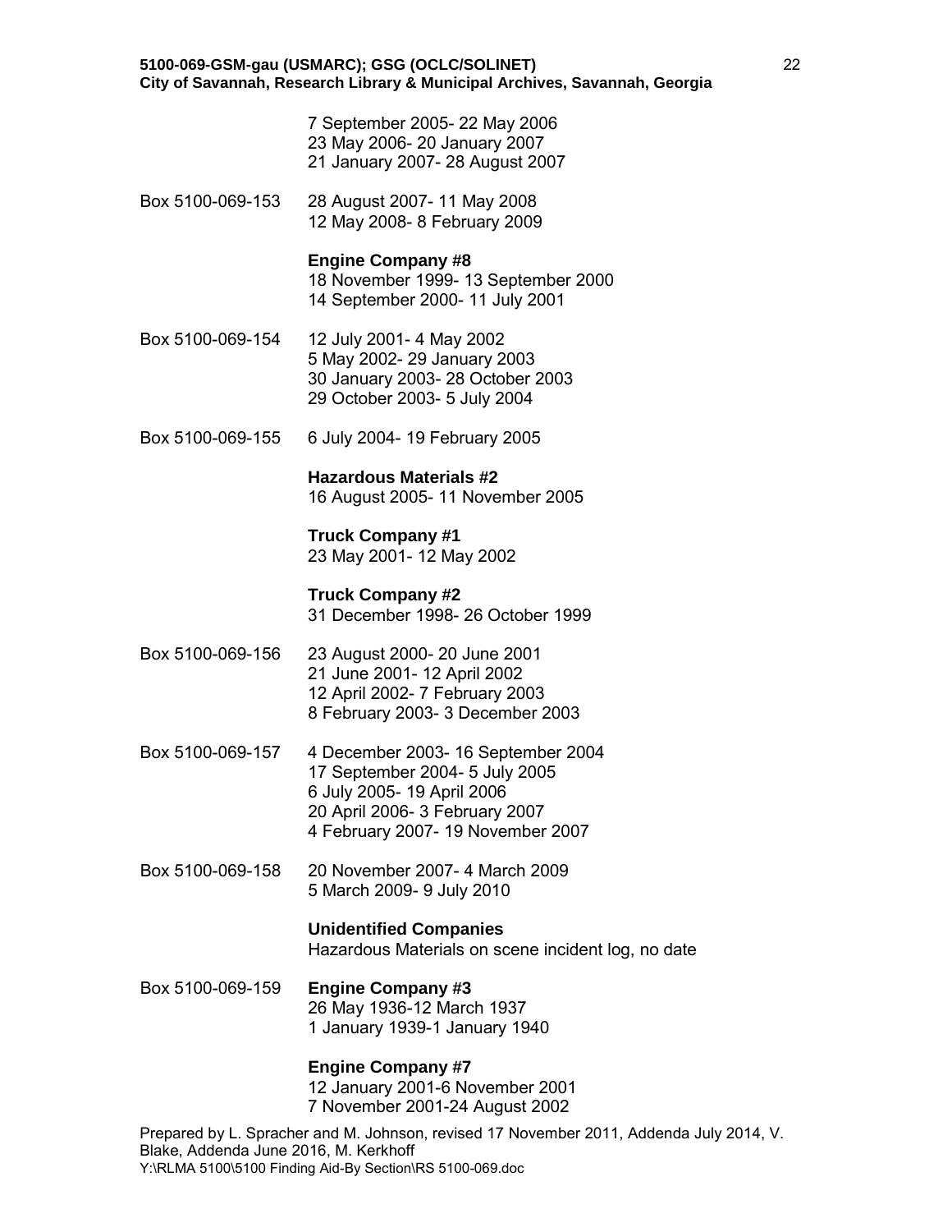7 September 2005- 22 May 2006
23 May 2006- 20 January 2007
21 January 2007- 28 August 2007

Box 5100-069-153 28 August 2007- 11 May 2008
12 May 2008- 8 February 2009

**Engine Company #8**
18 November 1999- 13 September 2000
14 September 2000- 11 July 2001

Box 5100-069-154 12 July 2001- 4 May 2002
5 May 2002- 29 January 2003
30 January 2003- 28 October 2003
29 October 2003- 5 July 2004

Box 5100-069-155 6 July 2004- 19 February 2005

**Hazardous Materials #2**
16 August 2005- 11 November 2005

**Truck Company #1**
23 May 2001- 12 May 2002

**Truck Company #2**
31 December 1998- 26 October 1999

Box 5100-069-156 23 August 2000- 20 June 2001
21 June 2001- 12 April 2002
12 April 2002- 7 February 2003
8 February 2003- 3 December 2003

Box 5100-069-157 4 December 2003- 16 September 2004
17 September 2004- 5 July 2005
6 July 2005- 19 April 2006
20 April 2006- 3 February 2007
4 February 2007- 19 November 2007

Box 5100-069-158 20 November 2007- 4 March 2009
5 March 2009- 9 July 2010

**Unidentified Companies**
Hazardous Materials on scene incident log, no date

Box 5100-069-159 **Engine Company #3**
26 May 1936-12 March 1937
1 January 1939-1 January 1940

**Engine Company #7**
12 January 2001-6 November 2001
7 November 2001-24 August 2002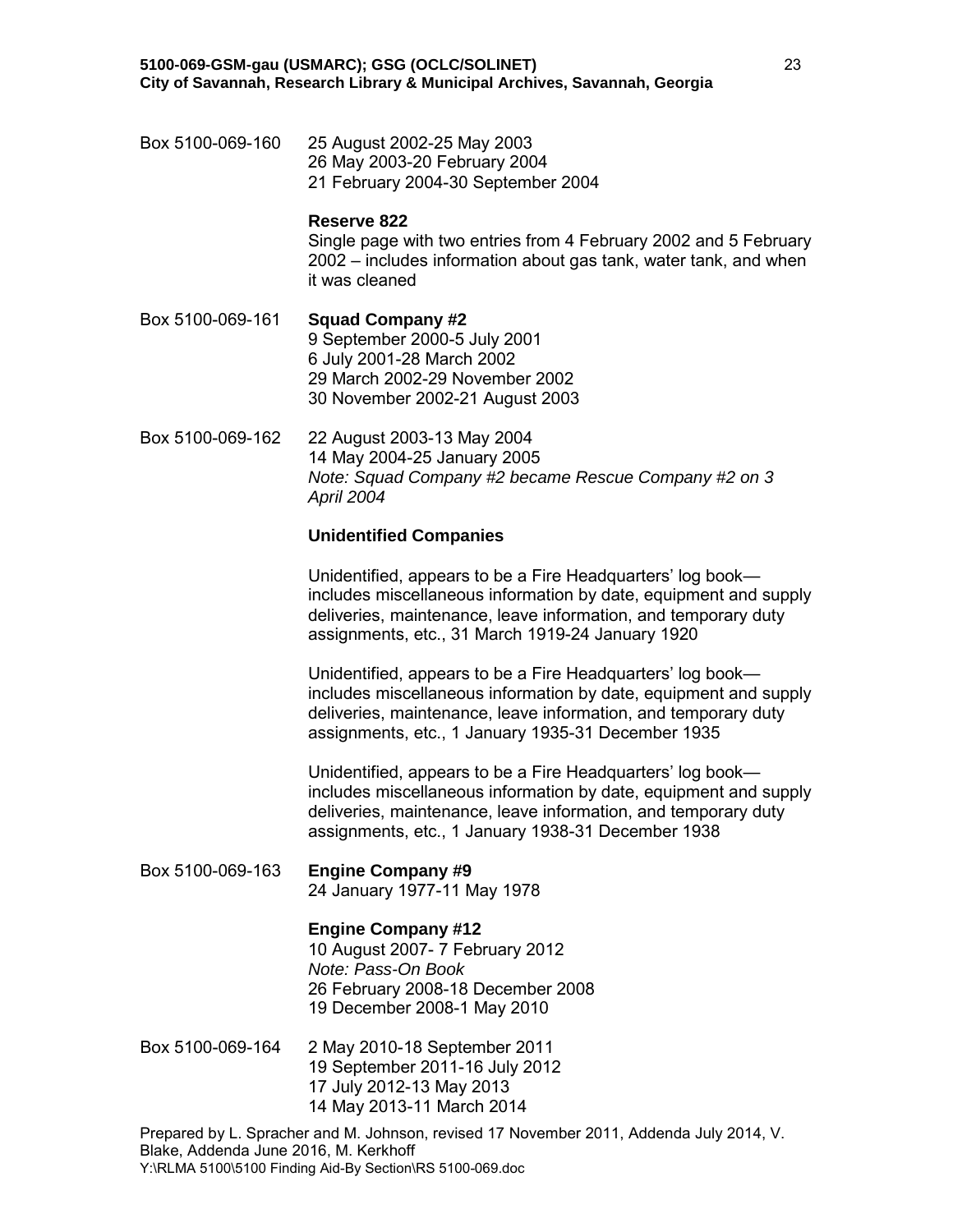Box 5100-069-160

25 August 2002-25 May 2003
26 May 2003-20 February 2004
21 February 2004-30 September 2004

**Reserve 822**
Single page with two entries from 4 February 2002 and 5 February 2002 – includes information about gas tank, water tank, and when it was cleaned

Box 5100-069-161

**Squad Company #2**
9 September 2000-5 July 2001
6 July 2001-28 March 2002
29 March 2002-29 November 2002
30 November 2002-21 August 2003

Box 5100-069-162

22 August 2003-13 May 2004
14 May 2004-25 January 2005
*Note: Squad Company #2 became Rescue Company #2 on 3 April 2004*

**Unidentified Companies**

Unidentified, appears to be a Fire Headquarters' log book—includes miscellaneous information by date, equipment and supply deliveries, maintenance, leave information, and temporary duty assignments, etc., 31 March 1919-24 January 1920

Unidentified, appears to be a Fire Headquarters' log book—includes miscellaneous information by date, equipment and supply deliveries, maintenance, leave information, and temporary duty assignments, etc., 1 January 1935-31 December 1935

Unidentified, appears to be a Fire Headquarters' log book—includes miscellaneous information by date, equipment and supply deliveries, maintenance, leave information, and temporary duty assignments, etc., 1 January 1938-31 December 1938

Box 5100-069-163

**Engine Company #9**
24 January 1977-11 May 1978

**Engine Company #12**
10 August 2007- 7 February 2012
*Note: Pass-On Book*
26 February 2008-18 December 2008
19 December 2008-1 May 2010

Box 5100-069-164

2 May 2010-18 September 2011
19 September 2011-16 July 2012
17 July 2012-13 May 2013
14 May 2013-11 March 2014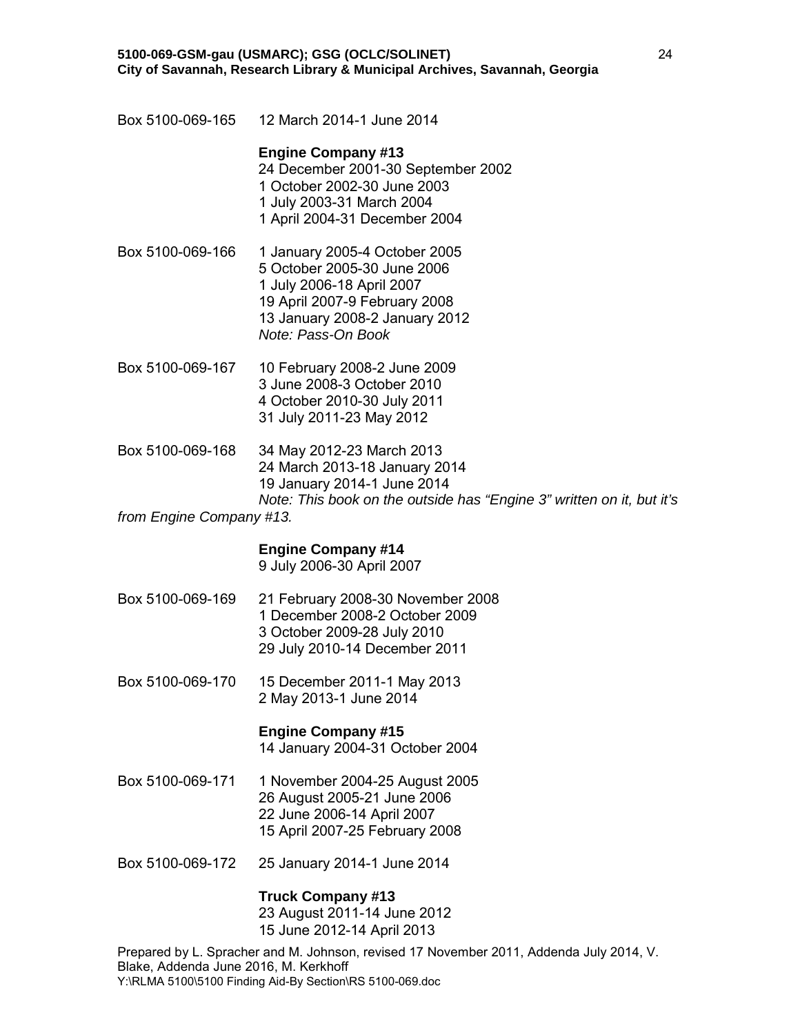Box 5100-069-165 12 March 2014-1 June 2014

**Engine Company #13**
24 December 2001-30 September 2002
1 October 2002-30 June 2003
1 July 2003-31 March 2004
1 April 2004-31 December 2004

Box 5100-069-166 1 January 2005-4 October 2005
5 October 2005-30 June 2006
1 July 2006-18 April 2007
19 April 2007-9 February 2008
13 January 2008-2 January 2012
*Note: Pass-On Book*

Box 5100-069-167 10 February 2008-2 June 2009
3 June 2008-3 October 2010
4 October 2010-30 July 2011
31 July 2011-23 May 2012

Box 5100-069-168 34 May 2012-23 March 2013
24 March 2013-18 January 2014
19 January 2014-1 June 2014
*Note: This book on the outside has "Engine 3" written on it, but it's from Engine Company #13.*

**Engine Company #14**
9 July 2006-30 April 2007

Box 5100-069-169 21 February 2008-30 November 2008
1 December 2008-2 October 2009
3 October 2009-28 July 2010
29 July 2010-14 December 2011

Box 5100-069-170 15 December 2011-1 May 2013
2 May 2013-1 June 2014

**Engine Company #15**
14 January 2004-31 October 2004

Box 5100-069-171 1 November 2004-25 August 2005
26 August 2005-21 June 2006
22 June 2006-14 April 2007
15 April 2007-25 February 2008

Box 5100-069-172 25 January 2014-1 June 2014

**Truck Company #13**
23 August 2011-14 June 2012
15 June 2012-14 April 2013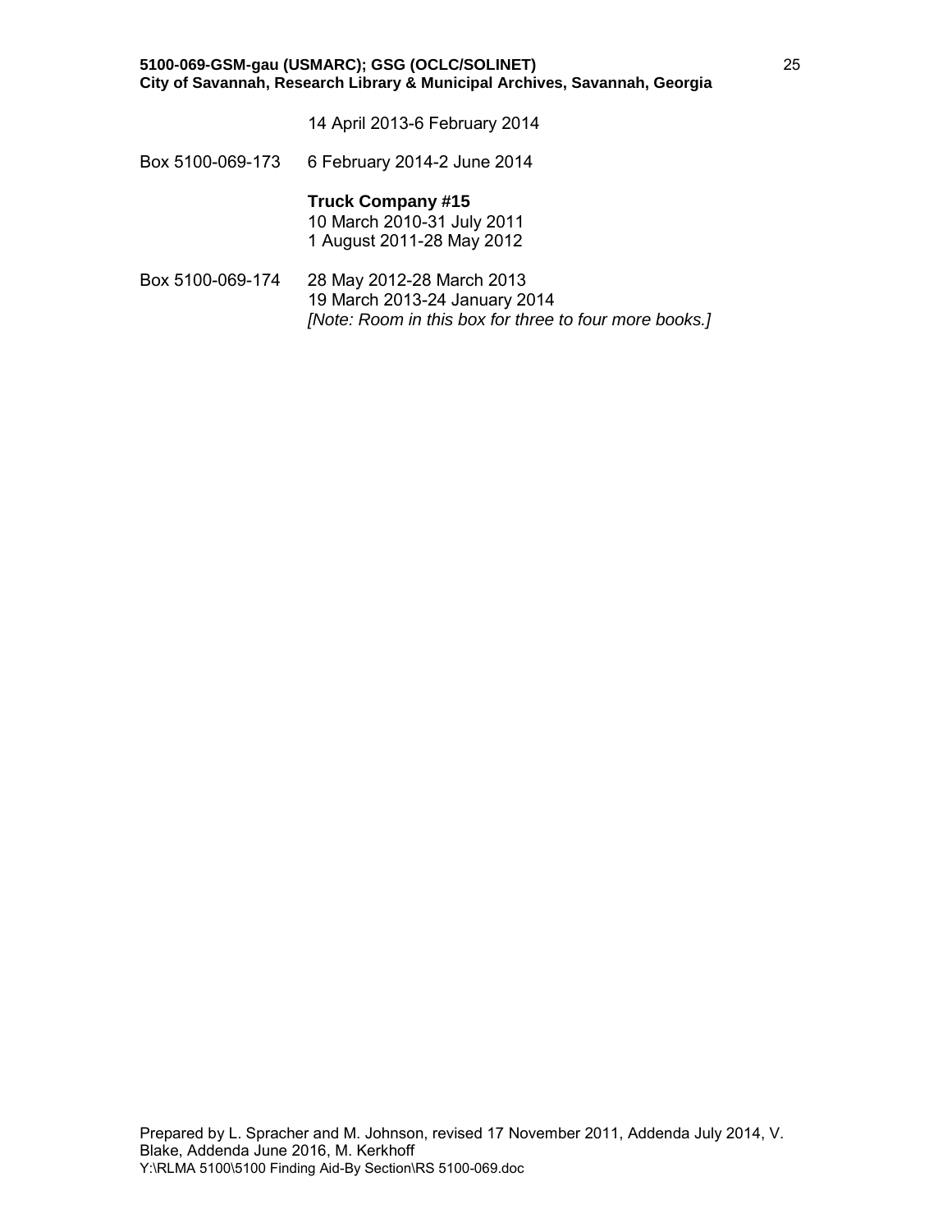14 April 2013-6 February 2014

Box 5100-069-173 6 February 2014-2 June 2014

**Truck Company #15**
10 March 2010-31 July 2011
1 August 2011-28 May 2012

Box 5100-069-174 28 May 2012-28 March 2013
19 March 2013-24 January 2014
*[Note: Room in this box for three to four more books.]*

Prepared by L. Spracher and M. Johnson, revised 17 November 2011, Addenda July 2014, V. Blake, Addenda June 2016, M. Kerkhoff
Y:\RLMA 5100\5100 Finding Aid-By Section\RS 5100-069.doc